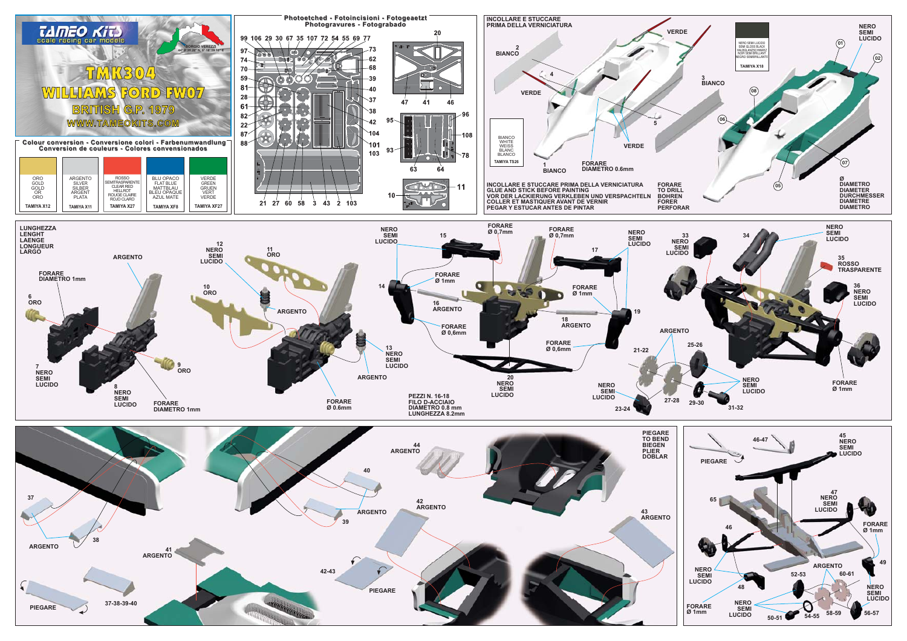# TAMEO KITS

scale racing car models

BORGIO VEREZZI
44° 9' 35.26" N, 8° 18' 59.16" E

# TMK304

# WILLIAMS FORD FW07

## BRITISH G.P. 1979

WWW.TAMEOKITS.COM

## Colour conversion - Conversione colori - Farbenumwandlung
## Conversion de couleurs - Colores convensionados

| ORO GOLD GOLD OR ORO | ARGENTO SILVER SILBER ARGENT PLATA | ROSSO SEMITRASPARENTE CLEAR RED HELLROT ROUGE CLAIRE ROJO CLARO | BLU OPACO FLAT BLUE MATTBLAU BLEU OPAQUE AZUL MATE | VERDE GREEN GRUEN VERT VERDE |
|---|---|---|---|---|
| TAMIYA X12 | TAMIYA X11 | TAMIYA X27 | TAMIYA XF8 | TAMIYA XF27 |

## Photoetched - Fotoincisioni - Fotogeaetzt
## Photogravures - Fotograbado

99 106 29 30 67 35 107 72 54 55 69 77 20 97 74 70 59 81 28 61 82 22 87 88 73 62 68 39 40 37 38 42 104 101 103 47 41 46 95 96 108 93 78 63 64 10 11 21 27 60 58 3 43 2 103

INCOLLARE E STUCCARE PRIMA DELLA VERNICIATURA

2 BIANCO
VERDE
4
VERDE
3 BIANCO
5
VERDE
1 BIANCO
FORARE DIAMETRO 0.6mm

BIANCO WHITE WEISS BLANC BLANCO
TAMIYA TS26

NERO SEMI LUCIDO SEMI GLOSS BLACK HALBGLANZSCHWARZ NOIR SEMI BRILLANT NEGRO SEMIBRILLANTE
TAMIYA X18

NERO SEMI LUCIDO
01 02 08 06 07 05

INCOLLARE E STUCCARE PRIMA DELLA VERNICIATURA
GLUE AND STICK BEFORE PAINTING
VOR DER LACKIERUNG VERKLEBEN UND VERSPACHTELN
COLLER ET MASTIQUER AVANT DE VERNIR
PEGAR Y ESTUCAR ANTES DE PINTAR

FORARE
TO DRILL
BOHREN
FORER
PERFORAR

Ø
DIAMETRO
DIAMETER
DURCHMESSER
DIAMETRE
DIAMETRO

LUNGHEZZA
LENGHT
LAENGE
LONGUEUR
LARGO

FORARE DIAMETRO 1mm
6 ORO
7 NERO SEMI LUCIDO
8 NERO SEMI LUCIDO
9 ORO
ARGENTO
FORARE DIAMETRO 1mm
12 NERO SEMI LUCIDO
11 ORO
10 ORO
ARGENTO
13 NERO SEMI LUCIDO
ARGENTO
FORARE Ø 0.6mm

NERO SEMI LUCIDO
15
FORARE Ø 0,7mm
FORARE Ø 0,7mm
17
14
FORARE Ø 1mm
16 ARGENTO
FORARE Ø 0,6mm
FORARE Ø 1mm
18 ARGENTO
19
FORARE Ø 0,6mm
20 NERO SEMI LUCIDO
NERO SEMI LUCIDO
PEZZI N. 16-18
FILO D-ACCIAIO
DIAMETRO 0.8 mm
LUNGHEZZA 8.2mm

33 NERO SEMI LUCIDO
34
NERO SEMI LUCIDO
35 ROSSO TRASPARENTE
36 NERO SEMI LUCIDO
ARGENTO
21-22
25-26
23-24
27-28
29-30
31-32
NERO SEMI LUCIDO
NERO SEMI LUCIDO
FORARE Ø 1mm

37
38
ARGENTO
41 ARGENTO
PIEGARE
37-38-39-40
40
39
ARGENTO
44 ARGENTO
42 ARGENTO
42-43
PIEGARE
43 ARGENTO

PIEGARE
TO BEND
BIEGEN
PLIER
DOBLAR

PIEGARE
46-47
45 NERO SEMI LUCIDO
65
47 NERO SEMI LUCIDO
46
FORARE Ø 1mm
ARGENTO
49
NERO SEMI LUCIDO
48
52-53
60-61
NERO SEMI LUCIDO
FORARE Ø 1mm
NERO SEMI LUCIDO
50-51
54-55
58-59
56-57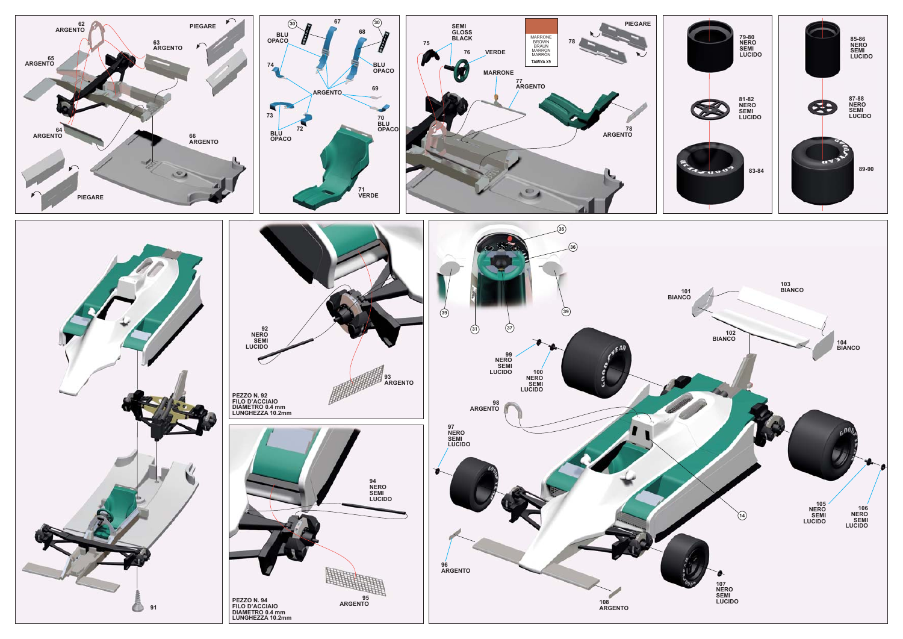62
ARGENTO

PIEGARE

63
ARGENTO

65
ARGENTO

64
ARGENTO

66
ARGENTO

PIEGARE

30

67

30

BLU
OPACO

68

74

BLU
OPACO

ARGENTO

69

73

70
BLU
OPACO

BLU
OPACO

72

71
VERDE

75

SEMI
GLOSS
BLACK

76

VERDE

MARRONE
BROWN
BRAUN
MARRON
MARRON

TAMIYA X9

78

PIEGARE

MARRONE

77
ARGENTO

78
ARGENTO

79-80
NERO
SEMI
LUCIDO

81-82
NERO
SEMI
LUCIDO

83-84

85-86
NERO
SEMI
LUCIDO

87-88
NERO
SEMI
LUCIDO

89-90

91

92
NERO
SEMI
LUCIDO

93
ARGENTO

PEZZO N. 92
FILO D'ACCIAIO
DIAMETRO 0.4 mm
LUNGHEZZA 10.2mm

94
NERO
SEMI
LUCIDO

95
ARGENTO

PEZZO N. 94
FILO D'ACCIAIO
DIAMETRO 0.4 mm
LUNGHEZZA 10.2mm

35

36

39

39

31

37

101
BIANCO

103
BIANCO

102
BIANCO

104
BIANCO

99
NERO
SEMI
LUCIDO

100
NERO
SEMI
LUCIDO

98
ARGENTO

97
NERO
SEMI
LUCIDO

14

105
NERO
SEMI
LUCIDO

106
NERO
SEMI
LUCIDO

96
ARGENTO

107
NERO
SEMI
LUCIDO

108
ARGENTO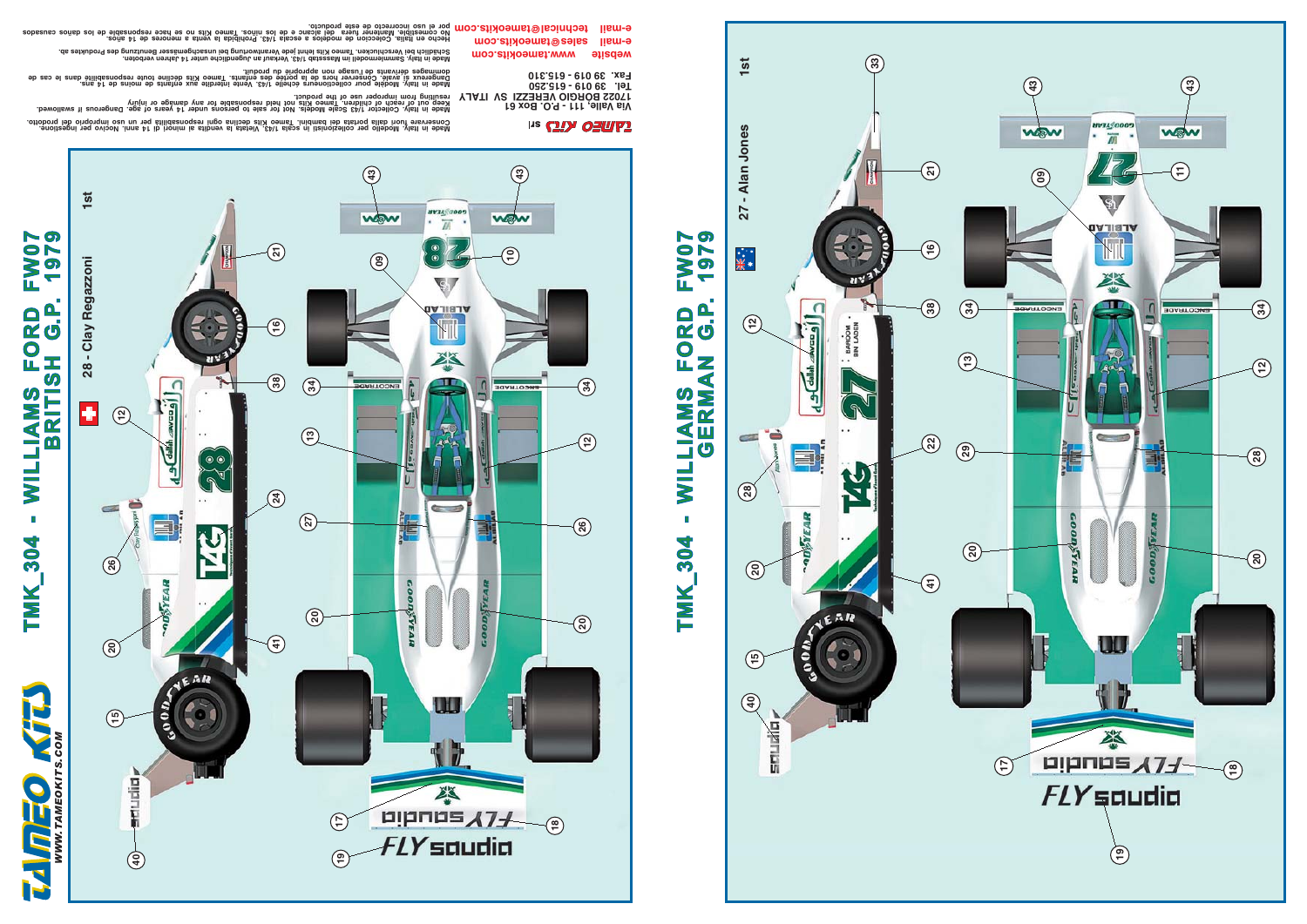# TMK_304 - WILLIAMS FORD FW07 BRITISH G.P. 1979

28 - Clay Regazzoni

1st

TAMEO KITS

WWW.TAMEOKITS.COM

# TMK_304 - WILLIAMS FORD FW07 GERMAN G.P. 1979

27 - Alan Jones

1st

TAMEO KITS srl

Via Valle, 111 - P.O. Box 61
17022 BORGIO VEREZZI SV ITALY
Tel. 39 019 - 615.250
Fax. 39 019 - 615.310

website www.tameokits.com
e-mail sales@tameokits.com
e-mail technical@tameokits.com

Made in Italy. Modello per collezionisti in scala 1/43. Vietata la vendita ai minori di 14 anni. Nocivo per ingestione. Conservare fuori dalla portata dei bambini. Tameo Kits declina ogni responsabilità per un uso improprio del prodotto.

Made in Italy. Collector 1/43 Scale Models. Not for sale to persons under 14 years of age. Dangerous if swallowed. Keep out of reach of children. Tameo Kits not held responsable for any damage or injury resulting from improper use of the product.

Made in Italy. Modèle pour collectionneurs échelle 1/43. Vente interdite aux enfants de moins de 14 ans. Dangereux si avalé. Conserver hors de la portée des enfants. Tameo Kits décline toute responsabilité dans le cas de dommages dérivants de l'usage non approprié du produit.

Made in Italy. Sammelmodell im Massstab 1/43. Verkauf an Jugendliche unter 14 Jahren verboten. Schädlich bei Verschlucken. Tameo Kits lehnt jede Verantwortung bei unsachgemässer Benutzung des Produktes ab.

Hecho en Italia. Colección de modelos a escala 1/43. Prohibida la venta a menores de 14 años. No comestible. Mantener fuera del alcance de los niños. Tameo Kits no se hace responsable de los daños causados por el uso incorrecto de este producto.